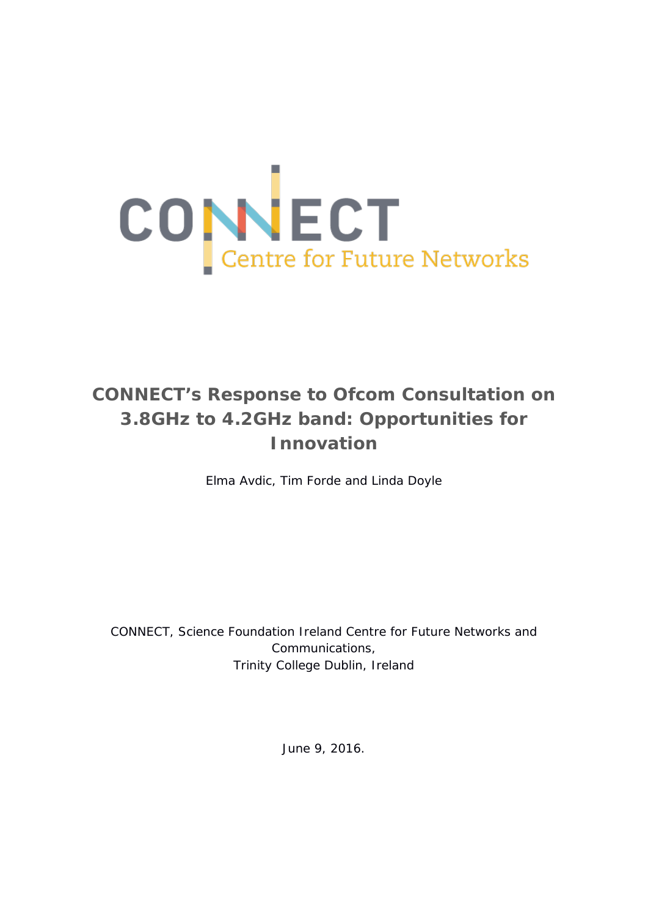CONNECT
Centre for Future Networks

# CONNECT's Response to Ofcom Consultation on 3.8GHz to 4.2GHz band: Opportunities for Innovation

Elma Avdic, Tim Forde and Linda Doyle

CONNECT, Science Foundation Ireland Centre for Future Networks and Communications,
Trinity College Dublin, Ireland

June 9, 2016.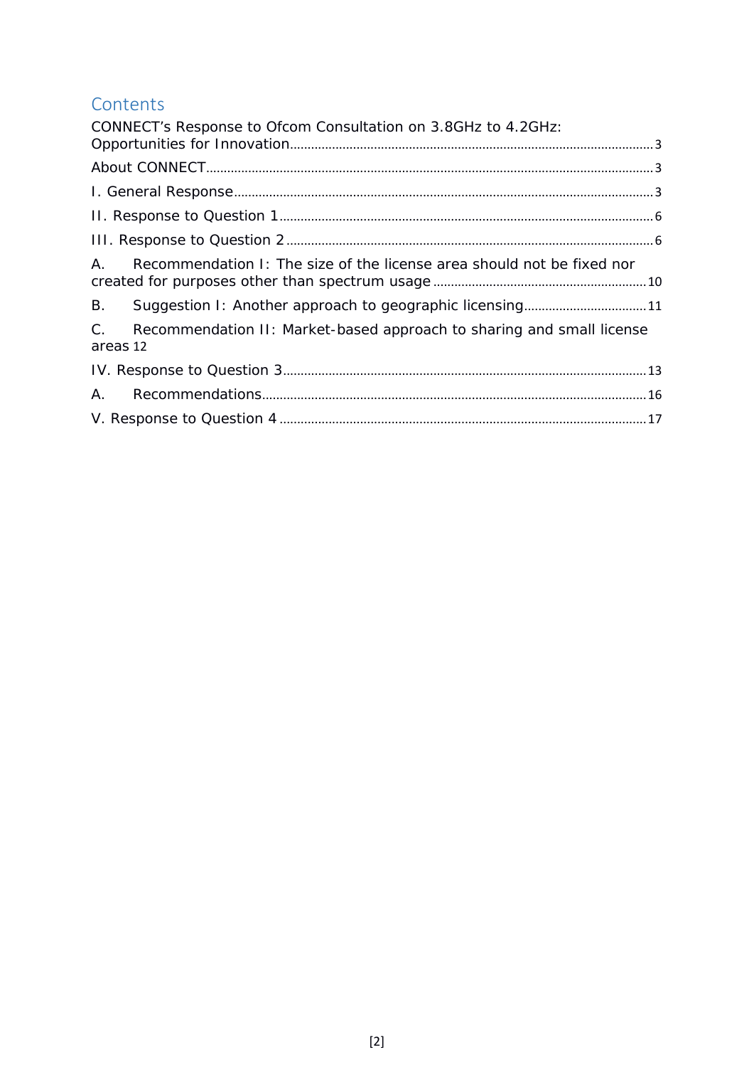# Contents

CONNECT's Response to Ofcom Consultation on 3.8GHz to 4.2GHz: Opportunities for Innovation ........ 3

About CONNECT ........ 3

I. General Response ........ 3

II. Response to Question 1 ........ 6

III. Response to Question 2 ........ 6

A. Recommendation I: The size of the license area should not be fixed nor created for purposes other than spectrum usage ........ 10

B. Suggestion I: Another approach to geographic licensing ........ 11

C. Recommendation II: Market-based approach to sharing and small license areas ........ 12

IV. Response to Question 3 ........ 13

A. Recommendations ........ 16

V. Response to Question 4 ........ 17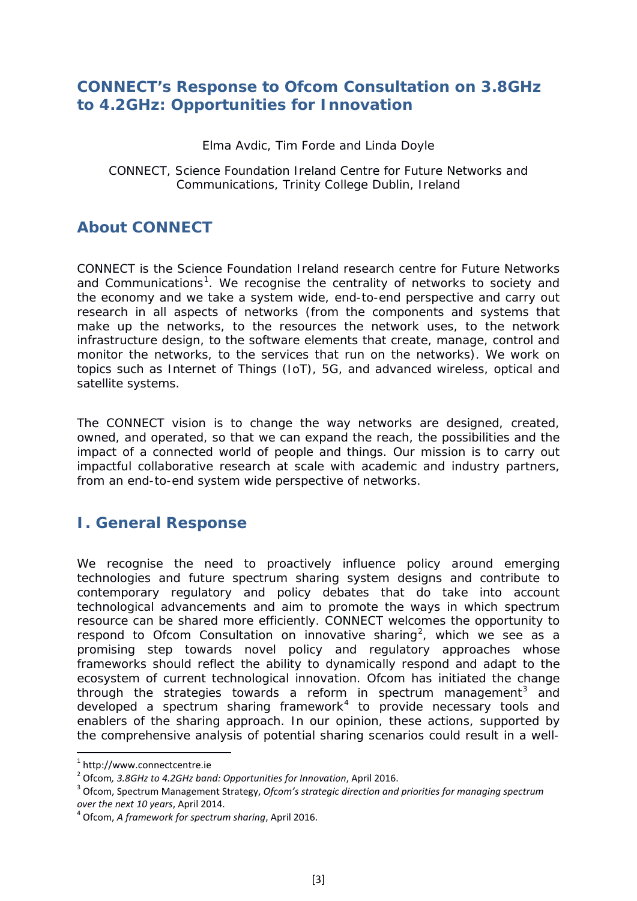# CONNECT's Response to Ofcom Consultation on 3.8GHz to 4.2GHz: Opportunities for Innovation

Elma Avdic, Tim Forde and Linda Doyle

CONNECT, Science Foundation Ireland Centre for Future Networks and Communications, Trinity College Dublin, Ireland

## About CONNECT

CONNECT is the Science Foundation Ireland research centre for Future Networks and Communications[1]. We recognise the centrality of networks to society and the economy and we take a system wide, end-to-end perspective and carry out research in all aspects of networks (from the components and systems that make up the networks, to the resources the network uses, to the network infrastructure design, to the software elements that create, manage, control and monitor the networks, to the services that run on the networks). We work on topics such as Internet of Things (IoT), 5G, and advanced wireless, optical and satellite systems.

The CONNECT vision is to change the way networks are designed, created, owned, and operated, so that we can expand the reach, the possibilities and the impact of a connected world of people and things. Our mission is to carry out impactful collaborative research at scale with academic and industry partners, from an end-to-end system wide perspective of networks.

## I. General Response

We recognise the need to proactively influence policy around emerging technologies and future spectrum sharing system designs and contribute to contemporary regulatory and policy debates that do take into account technological advancements and aim to promote the ways in which spectrum resource can be shared more efficiently. CONNECT welcomes the opportunity to respond to Ofcom Consultation on innovative sharing[2], which we see as a promising step towards novel policy and regulatory approaches whose frameworks should reflect the ability to dynamically respond and adapt to the ecosystem of current technological innovation. Ofcom has initiated the change through the strategies towards a reform in spectrum management[3] and developed a spectrum sharing framework[4] to provide necessary tools and enablers of the sharing approach. In our opinion, these actions, supported by the comprehensive analysis of potential sharing scenarios could result in a well-

---

[1] http://www.connectcentre.ie

[2] Ofcom*, 3.8GHz to 4.2GHz band: Opportunities for Innovation*, April 2016.

[3] Ofcom, Spectrum Management Strategy, *Ofcom's strategic direction and priorities for managing spectrum over the next 10 years*, April 2014.

[4] Ofcom, *A framework for spectrum sharing*, April 2016.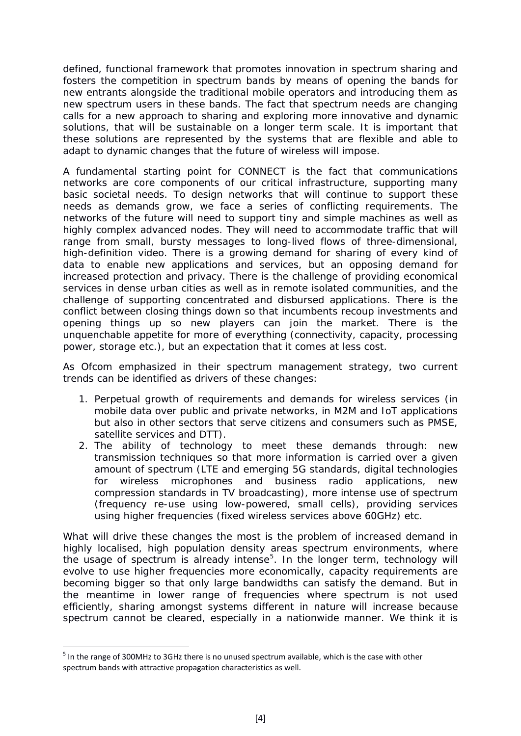defined, functional framework that promotes innovation in spectrum sharing and fosters the competition in spectrum bands by means of opening the bands for new entrants alongside the traditional mobile operators and introducing them as new spectrum users in these bands. The fact that spectrum needs are changing calls for a new approach to sharing and exploring more innovative and dynamic solutions, that will be sustainable on a longer term scale. It is important that these solutions are represented by the systems that are flexible and able to adapt to dynamic changes that the future of wireless will impose.

A fundamental starting point for CONNECT is the fact that communications networks are core components of our critical infrastructure, supporting many basic societal needs. To design networks that will continue to support these needs as demands grow, we face a series of conflicting requirements. The networks of the future will need to support tiny and simple machines as well as highly complex advanced nodes. They will need to accommodate traffic that will range from small, bursty messages to long-lived flows of three-dimensional, high-definition video. There is a growing demand for sharing of every kind of data to enable new applications and services, but an opposing demand for increased protection and privacy. There is the challenge of providing economical services in dense urban cities as well as in remote isolated communities, and the challenge of supporting concentrated and disbursed applications. There is the conflict between closing things down so that incumbents recoup investments and opening things up so new players can join the market. There is the unquenchable appetite for more of everything (connectivity, capacity, processing power, storage etc.), but an expectation that it comes at less cost.

As Ofcom emphasized in their spectrum management strategy, two current trends can be identified as drivers of these changes:

1. Perpetual growth of requirements and demands for wireless services (in mobile data over public and private networks, in M2M and IoT applications but also in other sectors that serve citizens and consumers such as PMSE, satellite services and DTT).
2. The ability of technology to meet these demands through: new transmission techniques so that more information is carried over a given amount of spectrum (LTE and emerging 5G standards, digital technologies for wireless microphones and business radio applications, new compression standards in TV broadcasting), more intense use of spectrum (frequency re-use using low-powered, small cells), providing services using higher frequencies (fixed wireless services above 60GHz) etc.

What will drive these changes the most is the problem of increased demand in highly localised, high population density areas spectrum environments, where the usage of spectrum is already intense[5]. In the longer term, technology will evolve to use higher frequencies more economically, capacity requirements are becoming bigger so that only large bandwidths can satisfy the demand. But in the meantime in lower range of frequencies where spectrum is not used efficiently, sharing amongst systems different in nature will increase because spectrum cannot be cleared, especially in a nationwide manner. We think it is

[5] In the range of 300MHz to 3GHz there is no unused spectrum available, which is the case with other spectrum bands with attractive propagation characteristics as well.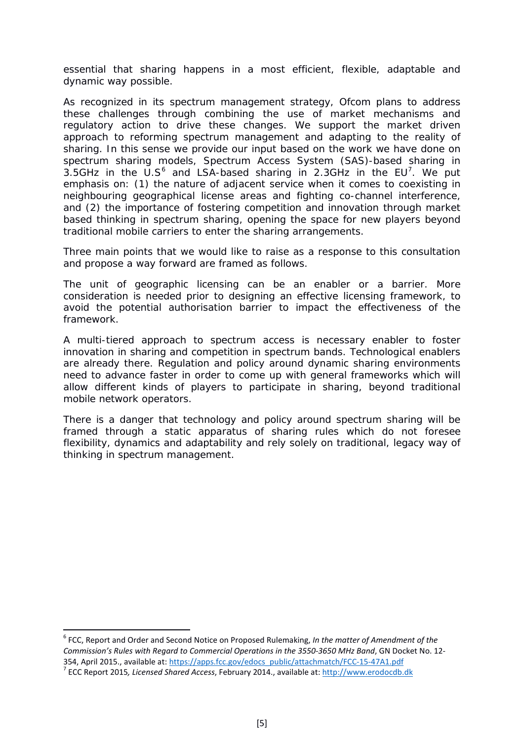essential that sharing happens in a most efficient, flexible, adaptable and dynamic way possible.

As recognized in its spectrum management strategy, Ofcom plans to address these challenges through combining the use of market mechanisms and regulatory action to drive these changes. We support the market driven approach to reforming spectrum management and adapting to the reality of sharing. In this sense we provide our input based on the work we have done on spectrum sharing models, Spectrum Access System (SAS)-based sharing in 3.5GHz in the U.S[6] and LSA-based sharing in 2.3GHz in the EU[7]. We put emphasis on: (1) the nature of adjacent service when it comes to coexisting in neighbouring geographical license areas and fighting co-channel interference, and (2) the importance of fostering competition and innovation through market based thinking in spectrum sharing, opening the space for new players beyond traditional mobile carriers to enter the sharing arrangements.

Three main points that we would like to raise as a response to this consultation and propose a way forward are framed as follows.

The unit of geographic licensing can be an enabler or a barrier. More consideration is needed prior to designing an effective licensing framework, to avoid the potential authorisation barrier to impact the effectiveness of the framework.

A multi-tiered approach to spectrum access is necessary enabler to foster innovation in sharing and competition in spectrum bands. Technological enablers are already there. Regulation and policy around dynamic sharing environments need to advance faster in order to come up with general frameworks which will allow different kinds of players to participate in sharing, beyond traditional mobile network operators.

There is a danger that technology and policy around spectrum sharing will be framed through a static apparatus of sharing rules which do not foresee flexibility, dynamics and adaptability and rely solely on traditional, legacy way of thinking in spectrum management.

---

[6] FCC, Report and Order and Second Notice on Proposed Rulemaking, *In the matter of Amendment of the Commission's Rules with Regard to Commercial Operations in the 3550-3650 MHz Band*, GN Docket No. 12-354, April 2015., available at: https://apps.fcc.gov/edocs_public/attachmatch/FCC-15-47A1.pdf

[7] ECC Report 2015*, Licensed Shared Access*, February 2014., available at: http://www.erodocdb.dk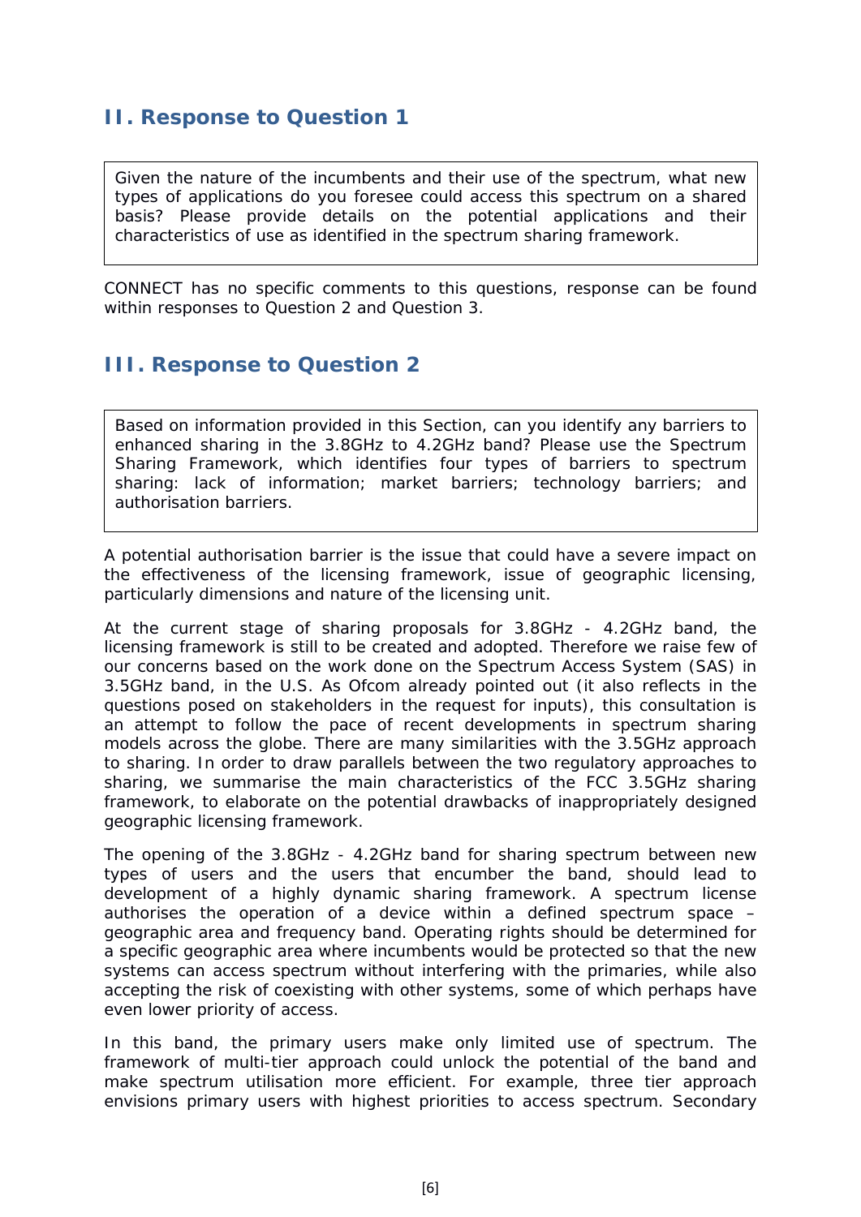## II. Response to Question 1

> Given the nature of the incumbents and their use of the spectrum, what new types of applications do you foresee could access this spectrum on a shared basis? Please provide details on the potential applications and their characteristics of use as identified in the spectrum sharing framework.

CONNECT has no specific comments to this questions, response can be found within responses to Question 2 and Question 3.

## III. Response to Question 2

> Based on information provided in this Section, can you identify any barriers to enhanced sharing in the 3.8GHz to 4.2GHz band? Please use the Spectrum Sharing Framework, which identifies four types of barriers to spectrum sharing: lack of information; market barriers; technology barriers; and authorisation barriers.

A potential authorisation barrier is the issue that could have a severe impact on the effectiveness of the licensing framework, issue of geographic licensing, particularly dimensions and nature of the licensing unit.

At the current stage of sharing proposals for 3.8GHz - 4.2GHz band, the licensing framework is still to be created and adopted. Therefore we raise few of our concerns based on the work done on the Spectrum Access System (SAS) in 3.5GHz band, in the U.S. As Ofcom already pointed out (it also reflects in the questions posed on stakeholders in the request for inputs), this consultation is an attempt to follow the pace of recent developments in spectrum sharing models across the globe. There are many similarities with the 3.5GHz approach to sharing. In order to draw parallels between the two regulatory approaches to sharing, we summarise the main characteristics of the FCC 3.5GHz sharing framework, to elaborate on the potential drawbacks of inappropriately designed geographic licensing framework.

The opening of the 3.8GHz - 4.2GHz band for sharing spectrum between new types of users and the users that encumber the band, should lead to development of a highly dynamic sharing framework. A spectrum license authorises the operation of a device within a defined spectrum space – geographic area and frequency band. Operating rights should be determined for a specific geographic area where incumbents would be protected so that the new systems can access spectrum without interfering with the primaries, while also accepting the risk of coexisting with other systems, some of which perhaps have even lower priority of access.

In this band, the primary users make only limited use of spectrum. The framework of multi-tier approach could unlock the potential of the band and make spectrum utilisation more efficient. For example, three tier approach envisions primary users with highest priorities to access spectrum. Secondary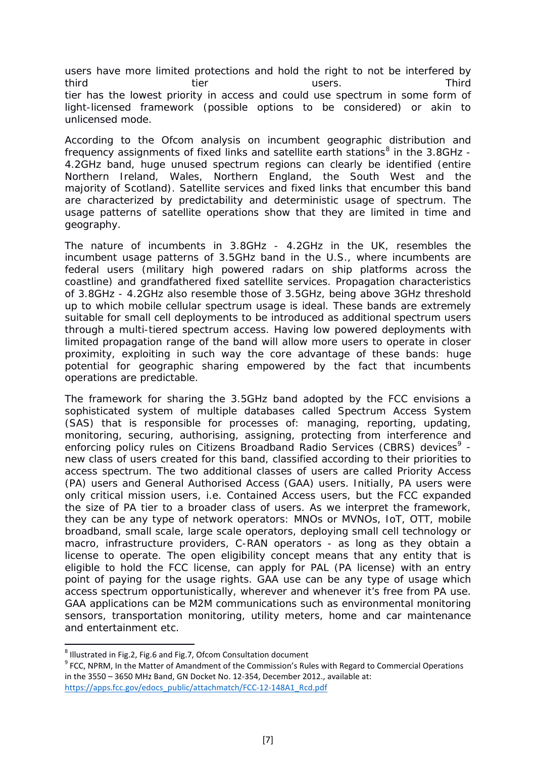users have more limited protections and hold the right to not be interfered by third tier users. Third tier has the lowest priority in access and could use spectrum in some form of light-licensed framework (possible options to be considered) or akin to unlicensed mode.

According to the Ofcom analysis on incumbent geographic distribution and frequency assignments of fixed links and satellite earth stations[8] in the 3.8GHz - 4.2GHz band, huge unused spectrum regions can clearly be identified (entire Northern Ireland, Wales, Northern England, the South West and the majority of Scotland). Satellite services and fixed links that encumber this band are characterized by predictability and deterministic usage of spectrum. The usage patterns of satellite operations show that they are limited in time and geography.

The nature of incumbents in 3.8GHz - 4.2GHz in the UK, resembles the incumbent usage patterns of 3.5GHz band in the U.S., where incumbents are federal users (military high powered radars on ship platforms across the coastline) and grandfathered fixed satellite services. Propagation characteristics of 3.8GHz - 4.2GHz also resemble those of 3.5GHz, being above 3GHz threshold up to which mobile cellular spectrum usage is ideal. These bands are extremely suitable for small cell deployments to be introduced as additional spectrum users through a multi-tiered spectrum access. Having low powered deployments with limited propagation range of the band will allow more users to operate in closer proximity, exploiting in such way the core advantage of these bands: huge potential for geographic sharing empowered by the fact that incumbents operations are predictable.

The framework for sharing the 3.5GHz band adopted by the FCC envisions a sophisticated system of multiple databases called Spectrum Access System (SAS) that is responsible for processes of: managing, reporting, updating, monitoring, securing, authorising, assigning, protecting from interference and enforcing policy rules on Citizens Broadband Radio Services (CBRS) devices[9] - new class of users created for this band, classified according to their priorities to access spectrum. The two additional classes of users are called Priority Access (PA) users and General Authorised Access (GAA) users. Initially, PA users were only critical mission users, i.e. Contained Access users, but the FCC expanded the size of PA tier to a broader class of users. As we interpret the framework, they can be any type of network operators: MNOs or MVNOs, IoT, OTT, mobile broadband, small scale, large scale operators, deploying small cell technology or macro, infrastructure providers, C-RAN operators - as long as they obtain a license to operate. The open eligibility concept means that any entity that is eligible to hold the FCC license, can apply for PAL (PA license) with an entry point of paying for the usage rights. GAA use can be any type of usage which access spectrum opportunistically, wherever and whenever it's free from PA use. GAA applications can be M2M communications such as environmental monitoring sensors, transportation monitoring, utility meters, home and car maintenance and entertainment etc.

---

[8] Illustrated in Fig.2, Fig.6 and Fig.7, Ofcom Consultation document

[9] FCC, NPRM, In the Matter of Amandment of the Commission's Rules with Regard to Commercial Operations in the 3550 – 3650 MHz Band, GN Docket No. 12-354, December 2012., available at: https://apps.fcc.gov/edocs_public/attachmatch/FCC-12-148A1_Rcd.pdf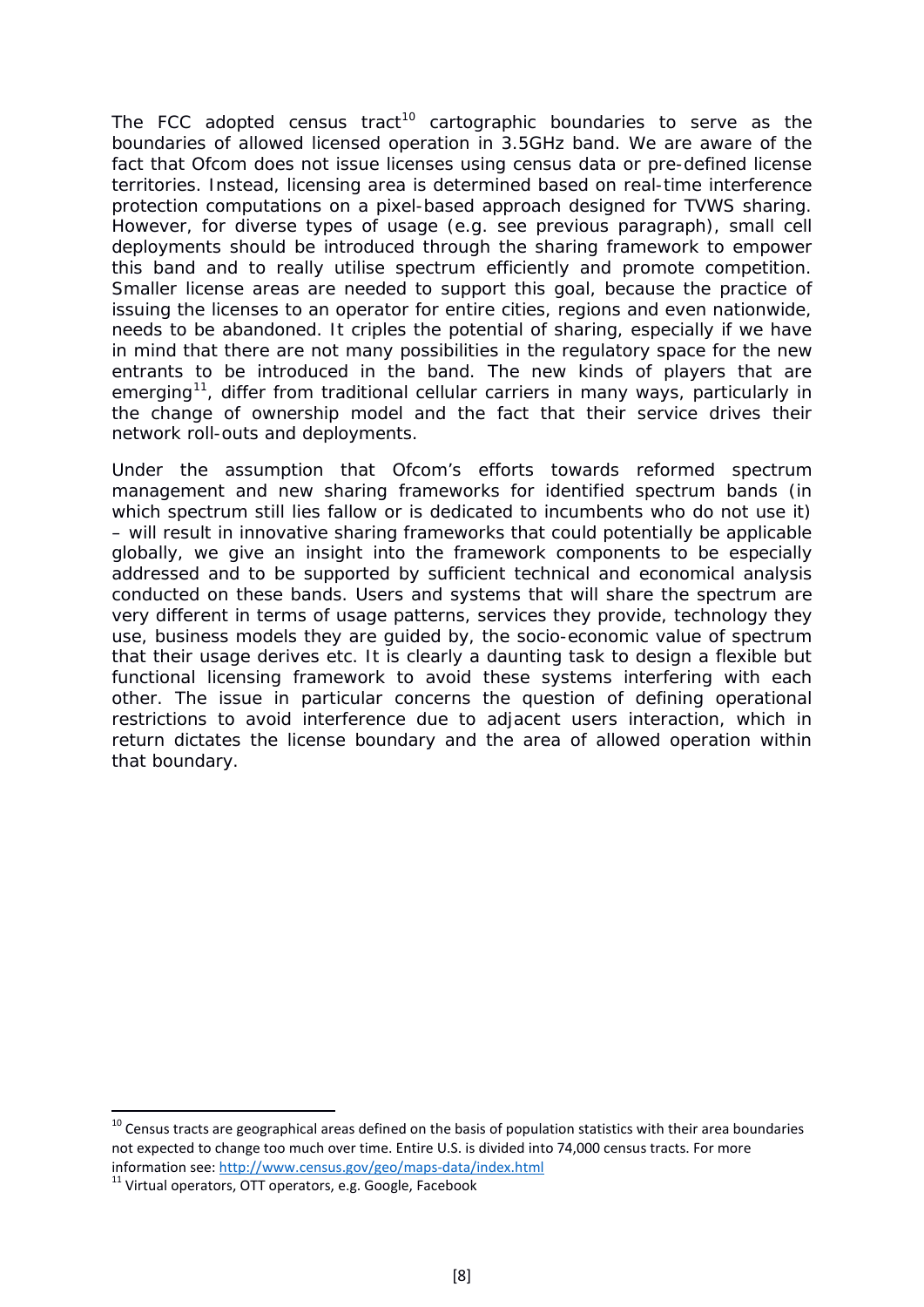The FCC adopted census tract[10] cartographic boundaries to serve as the boundaries of allowed licensed operation in 3.5GHz band. We are aware of the fact that Ofcom does not issue licenses using census data or pre-defined license territories. Instead, licensing area is determined based on real-time interference protection computations on a pixel-based approach designed for TVWS sharing. However, for diverse types of usage (e.g. see previous paragraph), small cell deployments should be introduced through the sharing framework to empower this band and to really utilise spectrum efficiently and promote competition. Smaller license areas are needed to support this goal, because the practice of issuing the licenses to an operator for entire cities, regions and even nationwide, needs to be abandoned. It criples the potential of sharing, especially if we have in mind that there are not many possibilities in the regulatory space for the new entrants to be introduced in the band. The new kinds of players that are emerging[11], differ from traditional cellular carriers in many ways, particularly in the change of ownership model and the fact that their service drives their network roll-outs and deployments.

Under the assumption that Ofcom's efforts towards reformed spectrum management and new sharing frameworks for identified spectrum bands (in which spectrum still lies fallow or is dedicated to incumbents who do not use it) – will result in innovative sharing frameworks that could potentially be applicable globally, we give an insight into the framework components to be especially addressed and to be supported by sufficient technical and economical analysis conducted on these bands. Users and systems that will share the spectrum are very different in terms of usage patterns, services they provide, technology they use, business models they are guided by, the socio-economic value of spectrum that their usage derives etc. It is clearly a daunting task to design a flexible but functional licensing framework to avoid these systems interfering with each other. The issue in particular concerns the question of defining operational restrictions to avoid interference due to adjacent users interaction, which in return dictates the license boundary and the area of allowed operation within that boundary.

---

[10] Census tracts are geographical areas defined on the basis of population statistics with their area boundaries not expected to change too much over time. Entire U.S. is divided into 74,000 census tracts. For more information see: http://www.census.gov/geo/maps-data/index.html

[11] Virtual operators, OTT operators, e.g. Google, Facebook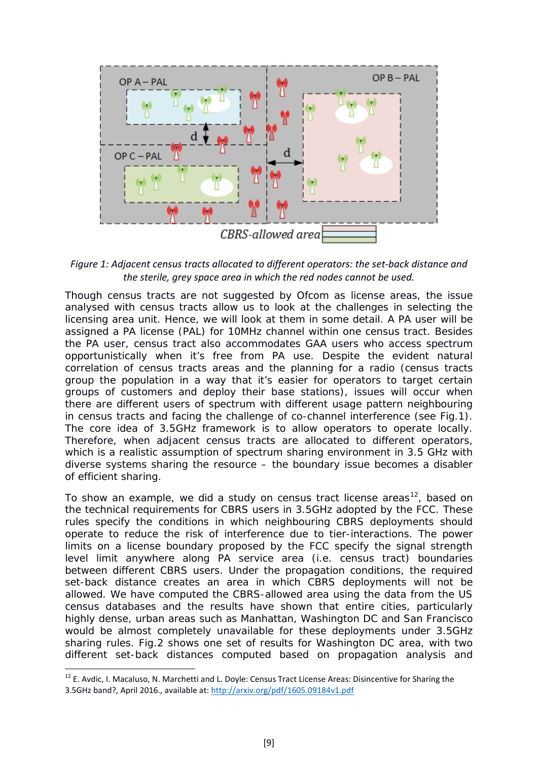*Figure 1: Adjacent census tracts allocated to different operators: the set-back distance and the sterile, grey space area in which the red nodes cannot be used.*

Though census tracts are not suggested by Ofcom as license areas, the issue analysed with census tracts allow us to look at the challenges in selecting the licensing area unit. Hence, we will look at them in some detail. A PA user will be assigned a PA license (PAL) for 10MHz channel within one census tract. Besides the PA user, census tract also accommodates GAA users who access spectrum opportunistically when it's free from PA use. Despite the evident natural correlation of census tracts areas and the planning for a radio (census tracts group the population in a way that it's easier for operators to target certain groups of customers and deploy their base stations), issues will occur when there are different users of spectrum with different usage pattern neighbouring in census tracts and facing the challenge of co-channel interference (see Fig.1). The core idea of 3.5GHz framework is to allow operators to operate locally. Therefore, when adjacent census tracts are allocated to different operators, which is a realistic assumption of spectrum sharing environment in 3.5 GHz with diverse systems sharing the resource – the boundary issue becomes a disabler of efficient sharing.

To show an example, we did a study on census tract license areas[12], based on the technical requirements for CBRS users in 3.5GHz adopted by the FCC. These rules specify the conditions in which neighbouring CBRS deployments should operate to reduce the risk of interference due to tier-interactions. The power limits on a license boundary proposed by the FCC specify the signal strength level limit anywhere along PA service area (i.e. census tract) boundaries between different CBRS users. Under the propagation conditions, the required set-back distance creates an area in which CBRS deployments will not be allowed. We have computed the CBRS-allowed area using the data from the US census databases and the results have shown that entire cities, particularly highly dense, urban areas such as Manhattan, Washington DC and San Francisco would be almost completely unavailable for these deployments under 3.5GHz sharing rules. Fig.2 shows one set of results for Washington DC area, with two different set-back distances computed based on propagation analysis and

[12] E. Avdic, I. Macaluso, N. Marchetti and L. Doyle: Census Tract License Areas: Disincentive for Sharing the 3.5GHz band?, April 2016., available at: http://arxiv.org/pdf/1605.09184v1.pdf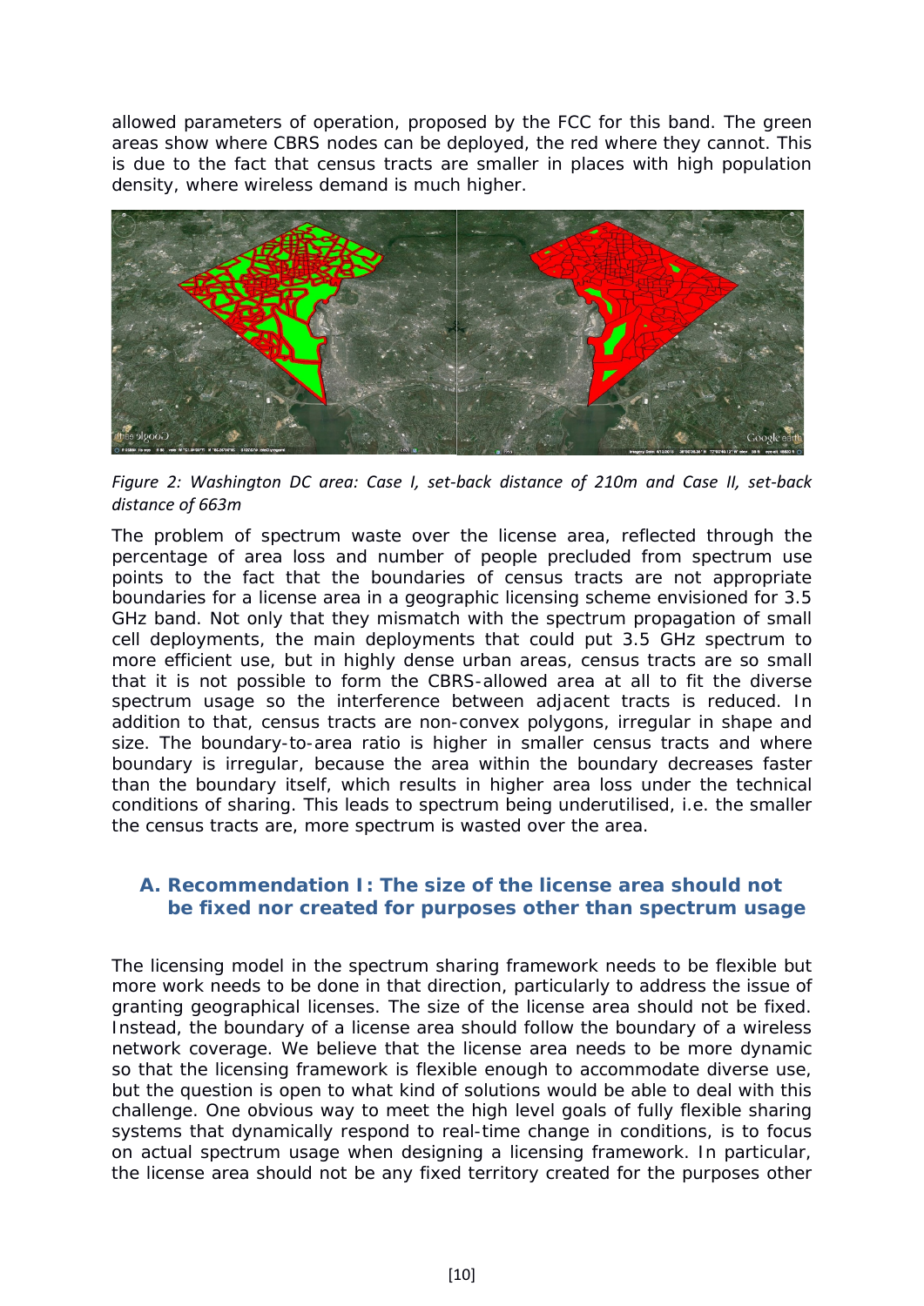allowed parameters of operation, proposed by the FCC for this band. The green areas show where CBRS nodes can be deployed, the red where they cannot. This is due to the fact that census tracts are smaller in places with high population density, where wireless demand is much higher.

*Figure 2: Washington DC area: Case I, set-back distance of 210m and Case II, set-back distance of 663m*

The problem of spectrum waste over the license area, reflected through the percentage of area loss and number of people precluded from spectrum use points to the fact that the boundaries of census tracts are not appropriate boundaries for a license area in a geographic licensing scheme envisioned for 3.5 GHz band. Not only that they mismatch with the spectrum propagation of small cell deployments, the main deployments that could put 3.5 GHz spectrum to more efficient use, but in highly dense urban areas, census tracts are so small that it is not possible to form the CBRS-allowed area at all to fit the diverse spectrum usage so the interference between adjacent tracts is reduced. In addition to that, census tracts are non-convex polygons, irregular in shape and size. The boundary-to-area ratio is higher in smaller census tracts and where boundary is irregular, because the area within the boundary decreases faster than the boundary itself, which results in higher area loss under the technical conditions of sharing. This leads to spectrum being underutilised, i.e. the smaller the census tracts are, more spectrum is wasted over the area.

## A. Recommendation I: The size of the license area should not be fixed nor created for purposes other than spectrum usage

The licensing model in the spectrum sharing framework needs to be flexible but more work needs to be done in that direction, particularly to address the issue of granting geographical licenses. The size of the license area should not be fixed. Instead, the boundary of a license area should follow the boundary of a wireless network coverage. We believe that the license area needs to be more dynamic so that the licensing framework is flexible enough to accommodate diverse use, but the question is open to what kind of solutions would be able to deal with this challenge. One obvious way to meet the high level goals of fully flexible sharing systems that dynamically respond to real-time change in conditions, is to focus on actual spectrum usage when designing a licensing framework. In particular, the license area should not be any fixed territory created for the purposes other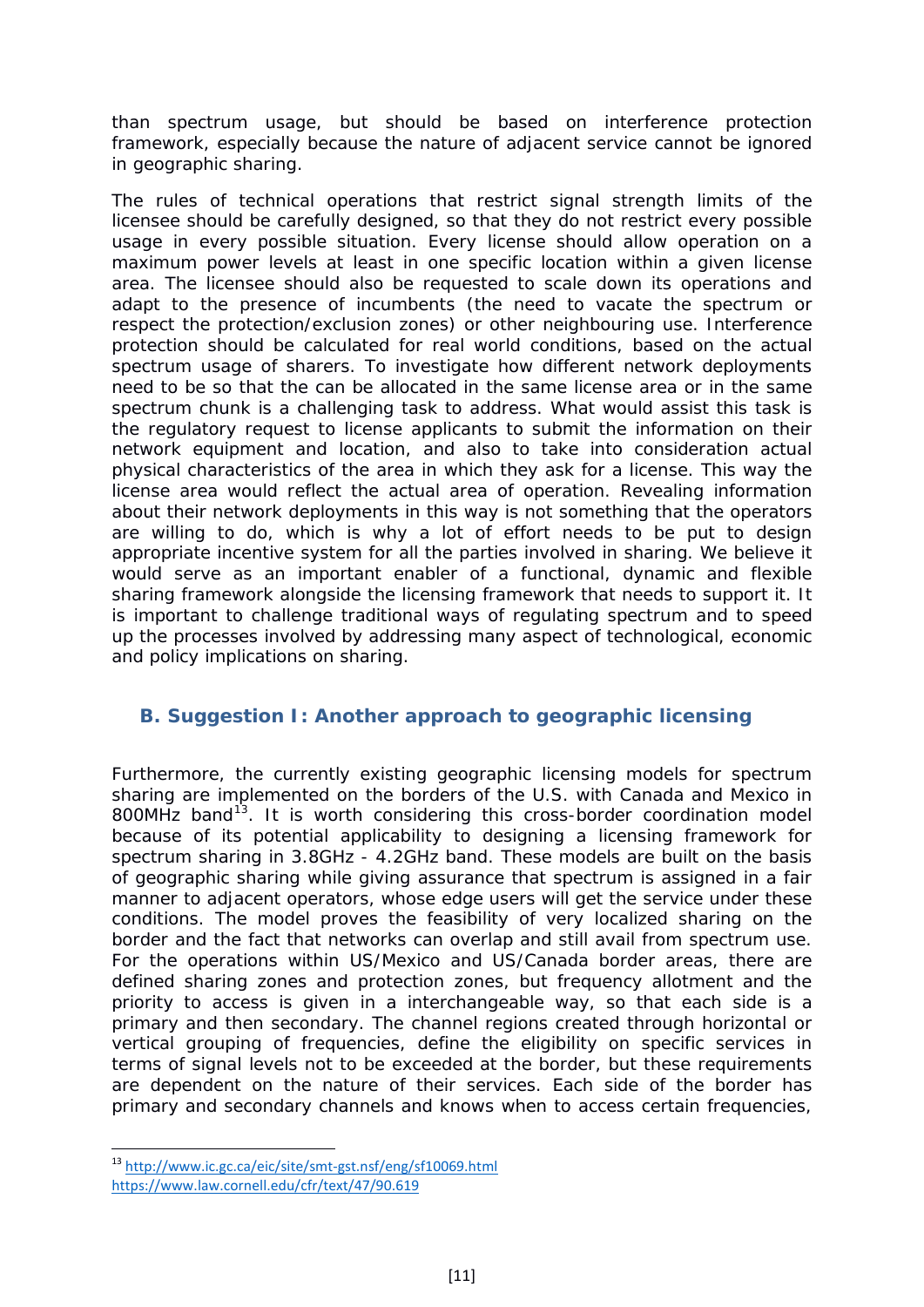than spectrum usage, but should be based on interference protection framework, especially because the nature of adjacent service cannot be ignored in geographic sharing.

The rules of technical operations that restrict signal strength limits of the licensee should be carefully designed, so that they do not restrict every possible usage in every possible situation. Every license should allow operation on a maximum power levels at least in one specific location within a given license area. The licensee should also be requested to scale down its operations and adapt to the presence of incumbents (the need to vacate the spectrum or respect the protection/exclusion zones) or other neighbouring use. Interference protection should be calculated for real world conditions, based on the actual spectrum usage of sharers. To investigate how different network deployments need to be so that the can be allocated in the same license area or in the same spectrum chunk is a challenging task to address. What would assist this task is the regulatory request to license applicants to submit the information on their network equipment and location, and also to take into consideration actual physical characteristics of the area in which they ask for a license. This way the license area would reflect the actual area of operation. Revealing information about their network deployments in this way is not something that the operators are willing to do, which is why a lot of effort needs to be put to design appropriate incentive system for all the parties involved in sharing. We believe it would serve as an important enabler of a functional, dynamic and flexible sharing framework alongside the licensing framework that needs to support it. It is important to challenge traditional ways of regulating spectrum and to speed up the processes involved by addressing many aspect of technological, economic and policy implications on sharing.

## B. Suggestion I: Another approach to geographic licensing

Furthermore, the currently existing geographic licensing models for spectrum sharing are implemented on the borders of the U.S. with Canada and Mexico in 800MHz band[13]. It is worth considering this cross-border coordination model because of its potential applicability to designing a licensing framework for spectrum sharing in 3.8GHz - 4.2GHz band. These models are built on the basis of geographic sharing while giving assurance that spectrum is assigned in a fair manner to adjacent operators, whose edge users will get the service under these conditions. The model proves the feasibility of very localized sharing on the border and the fact that networks can overlap and still avail from spectrum use. For the operations within US/Mexico and US/Canada border areas, there are defined sharing zones and protection zones, but frequency allotment and the priority to access is given in a interchangeable way, so that each side is a primary and then secondary. The channel regions created through horizontal or vertical grouping of frequencies, define the eligibility on specific services in terms of signal levels not to be exceeded at the border, but these requirements are dependent on the nature of their services. Each side of the border has primary and secondary channels and knows when to access certain frequencies,

[13] http://www.ic.gc.ca/eic/site/smt-gst.nsf/eng/sf10069.html
https://www.law.cornell.edu/cfr/text/47/90.619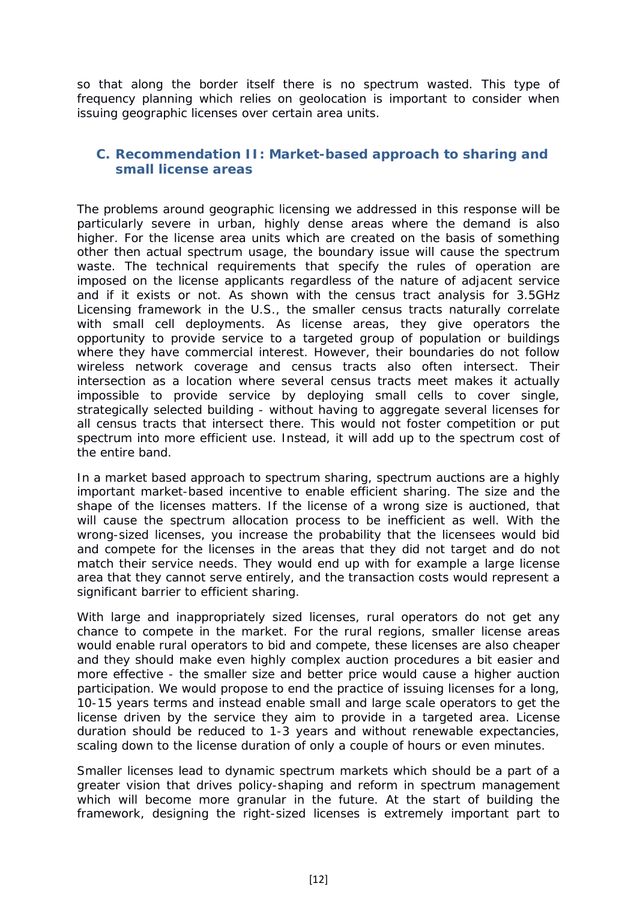so that along the border itself there is no spectrum wasted. This type of frequency planning which relies on geolocation is important to consider when issuing geographic licenses over certain area units.

### C. Recommendation II: Market-based approach to sharing and small license areas

The problems around geographic licensing we addressed in this response will be particularly severe in urban, highly dense areas where the demand is also higher. For the license area units which are created on the basis of something other then actual spectrum usage, the boundary issue will cause the spectrum waste. The technical requirements that specify the rules of operation are imposed on the license applicants regardless of the nature of adjacent service and if it exists or not. As shown with the census tract analysis for 3.5GHz Licensing framework in the U.S., the smaller census tracts naturally correlate with small cell deployments. As license areas, they give operators the opportunity to provide service to a targeted group of population or buildings where they have commercial interest. However, their boundaries do not follow wireless network coverage and census tracts also often intersect. Their intersection as a location where several census tracts meet makes it actually impossible to provide service by deploying small cells to cover single, strategically selected building - without having to aggregate several licenses for all census tracts that intersect there. This would not foster competition or put spectrum into more efficient use. Instead, it will add up to the spectrum cost of the entire band.

In a market based approach to spectrum sharing, spectrum auctions are a highly important market-based incentive to enable efficient sharing. The size and the shape of the licenses matters. If the license of a wrong size is auctioned, that will cause the spectrum allocation process to be inefficient as well. With the wrong-sized licenses, you increase the probability that the licensees would bid and compete for the licenses in the areas that they did not target and do not match their service needs. They would end up with for example a large license area that they cannot serve entirely, and the transaction costs would represent a significant barrier to efficient sharing.

With large and inappropriately sized licenses, rural operators do not get any chance to compete in the market. For the rural regions, smaller license areas would enable rural operators to bid and compete, these licenses are also cheaper and they should make even highly complex auction procedures a bit easier and more effective - the smaller size and better price would cause a higher auction participation. We would propose to end the practice of issuing licenses for a long, 10-15 years terms and instead enable small and large scale operators to get the license driven by the service they aim to provide in a targeted area. License duration should be reduced to 1-3 years and without renewable expectancies, scaling down to the license duration of only a couple of hours or even minutes.

Smaller licenses lead to dynamic spectrum markets which should be a part of a greater vision that drives policy-shaping and reform in spectrum management which will become more granular in the future. At the start of building the framework, designing the right-sized licenses is extremely important part to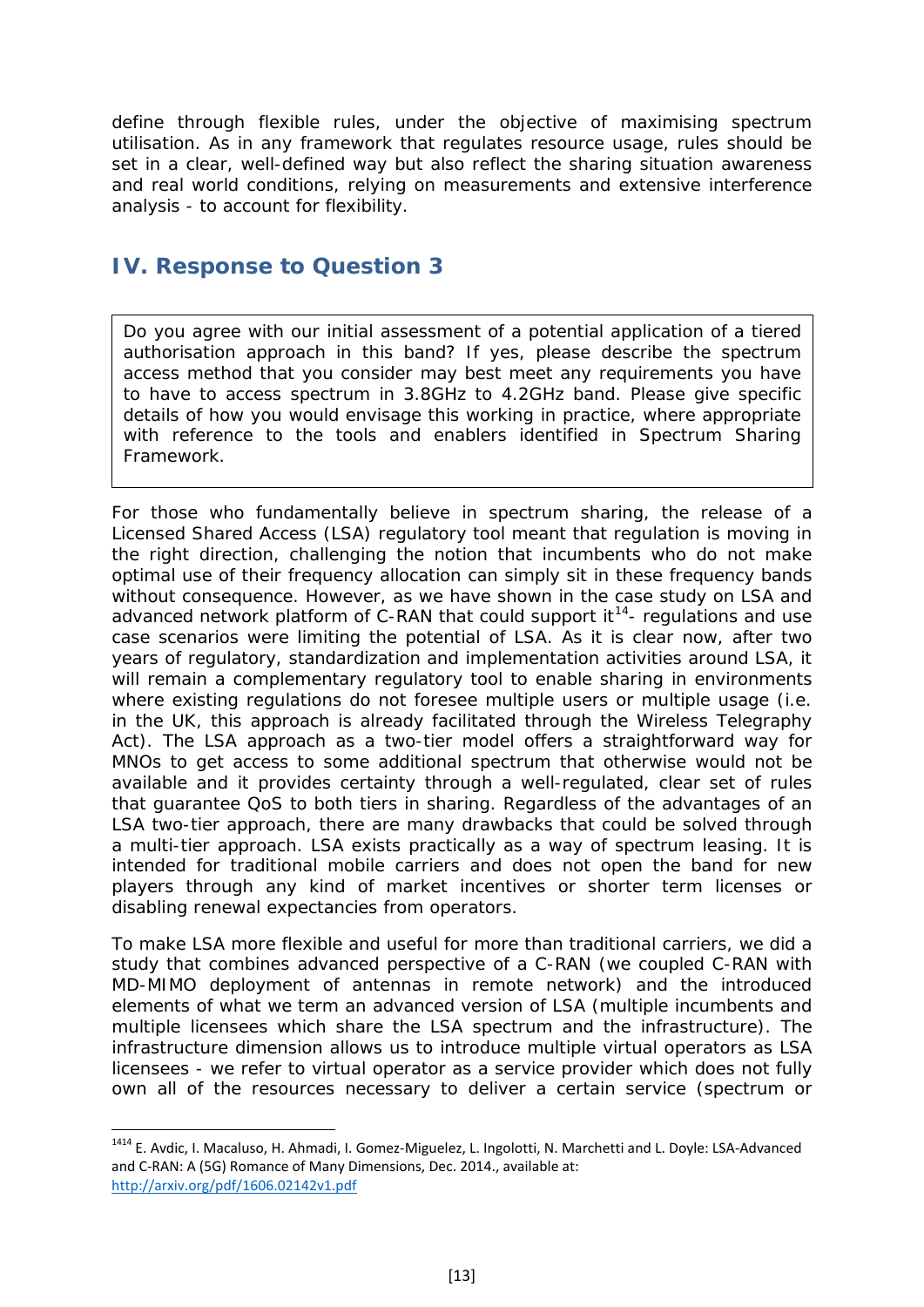define through flexible rules, under the objective of maximising spectrum utilisation. As in any framework that regulates resource usage, rules should be set in a clear, well-defined way but also reflect the sharing situation awareness and real world conditions, relying on measurements and extensive interference analysis - to account for flexibility.

## IV. Response to Question 3

> Do you agree with our initial assessment of a potential application of a tiered authorisation approach in this band? If yes, please describe the spectrum access method that you consider may best meet any requirements you have to have to access spectrum in 3.8GHz to 4.2GHz band. Please give specific details of how you would envisage this working in practice, where appropriate with reference to the tools and enablers identified in Spectrum Sharing Framework.

For those who fundamentally believe in spectrum sharing, the release of a Licensed Shared Access (LSA) regulatory tool meant that regulation is moving in the right direction, challenging the notion that incumbents who do not make optimal use of their frequency allocation can simply sit in these frequency bands without consequence. However, as we have shown in the case study on LSA and advanced network platform of C-RAN that could support it[14]- regulations and use case scenarios were limiting the potential of LSA. As it is clear now, after two years of regulatory, standardization and implementation activities around LSA, it will remain a complementary regulatory tool to enable sharing in environments where existing regulations do not foresee multiple users or multiple usage (i.e. in the UK, this approach is already facilitated through the Wireless Telegraphy Act). The LSA approach as a two-tier model offers a straightforward way for MNOs to get access to some additional spectrum that otherwise would not be available and it provides certainty through a well-regulated, clear set of rules that guarantee QoS to both tiers in sharing. Regardless of the advantages of an LSA two-tier approach, there are many drawbacks that could be solved through a multi-tier approach. LSA exists practically as a way of spectrum leasing. It is intended for traditional mobile carriers and does not open the band for new players through any kind of market incentives or shorter term licenses or disabling renewal expectancies from operators.

To make LSA more flexible and useful for more than traditional carriers, we did a study that combines advanced perspective of a C-RAN (we coupled C-RAN with MD-MIMO deployment of antennas in remote network) and the introduced elements of what we term an advanced version of LSA (multiple incumbents and multiple licensees which share the LSA spectrum and the infrastructure). The infrastructure dimension allows us to introduce multiple virtual operators as LSA licensees - we refer to virtual operator as a service provider which does not fully own all of the resources necessary to deliver a certain service (spectrum or

---

[1414] E. Avdic, I. Macaluso, H. Ahmadi, I. Gomez-Miguelez, L. Ingolotti, N. Marchetti and L. Doyle: LSA-Advanced and C-RAN: A (5G) Romance of Many Dimensions, Dec. 2014., available at: http://arxiv.org/pdf/1606.02142v1.pdf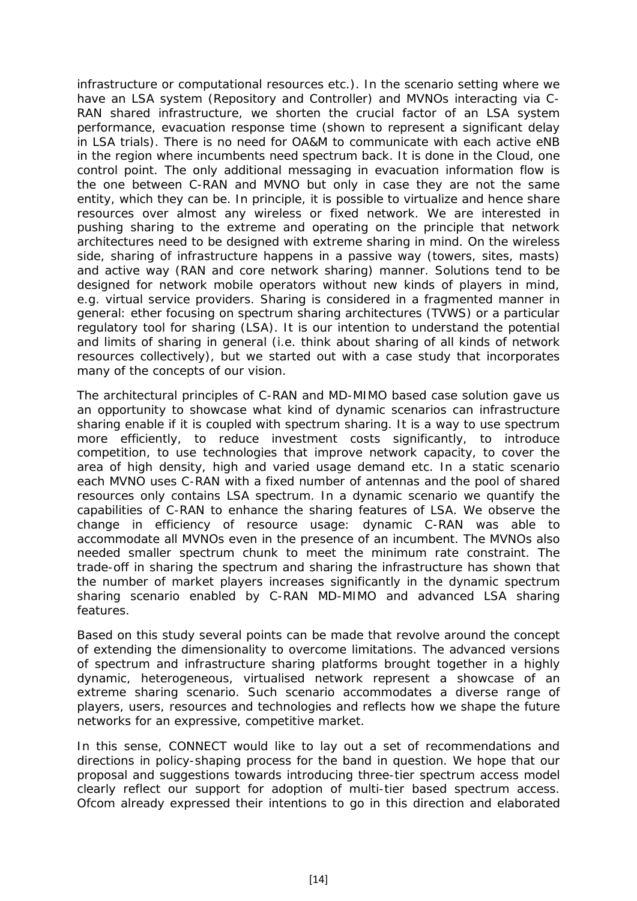infrastructure or computational resources etc.). In the scenario setting where we have an LSA system (Repository and Controller) and MVNOs interacting via C-RAN shared infrastructure, we shorten the crucial factor of an LSA system performance, evacuation response time (shown to represent a significant delay in LSA trials). There is no need for OA&M to communicate with each active eNB in the region where incumbents need spectrum back. It is done in the Cloud, one control point. The only additional messaging in evacuation information flow is the one between C-RAN and MVNO but only in case they are not the same entity, which they can be. In principle, it is possible to virtualize and hence share resources over almost any wireless or fixed network. We are interested in pushing sharing to the extreme and operating on the principle that network architectures need to be designed with extreme sharing in mind. On the wireless side, sharing of infrastructure happens in a passive way (towers, sites, masts) and active way (RAN and core network sharing) manner. Solutions tend to be designed for network mobile operators without new kinds of players in mind, e.g. virtual service providers. Sharing is considered in a fragmented manner in general: ether focusing on spectrum sharing architectures (TVWS) or a particular regulatory tool for sharing (LSA). It is our intention to understand the potential and limits of sharing in general (i.e. think about sharing of all kinds of network resources collectively), but we started out with a case study that incorporates many of the concepts of our vision.

The architectural principles of C-RAN and MD-MIMO based case solution gave us an opportunity to showcase what kind of dynamic scenarios can infrastructure sharing enable if it is coupled with spectrum sharing. It is a way to use spectrum more efficiently, to reduce investment costs significantly, to introduce competition, to use technologies that improve network capacity, to cover the area of high density, high and varied usage demand etc. In a static scenario each MVNO uses C-RAN with a fixed number of antennas and the pool of shared resources only contains LSA spectrum. In a dynamic scenario we quantify the capabilities of C-RAN to enhance the sharing features of LSA. We observe the change in efficiency of resource usage: dynamic C-RAN was able to accommodate all MVNOs even in the presence of an incumbent. The MVNOs also needed smaller spectrum chunk to meet the minimum rate constraint. The trade-off in sharing the spectrum and sharing the infrastructure has shown that the number of market players increases significantly in the dynamic spectrum sharing scenario enabled by C-RAN MD-MIMO and advanced LSA sharing features.

Based on this study several points can be made that revolve around the concept of extending the dimensionality to overcome limitations. The advanced versions of spectrum and infrastructure sharing platforms brought together in a highly dynamic, heterogeneous, virtualised network represent a showcase of an extreme sharing scenario. Such scenario accommodates a diverse range of players, users, resources and technologies and reflects how we shape the future networks for an expressive, competitive market.

In this sense, CONNECT would like to lay out a set of recommendations and directions in policy-shaping process for the band in question. We hope that our proposal and suggestions towards introducing three-tier spectrum access model clearly reflect our support for adoption of multi-tier based spectrum access. Ofcom already expressed their intentions to go in this direction and elaborated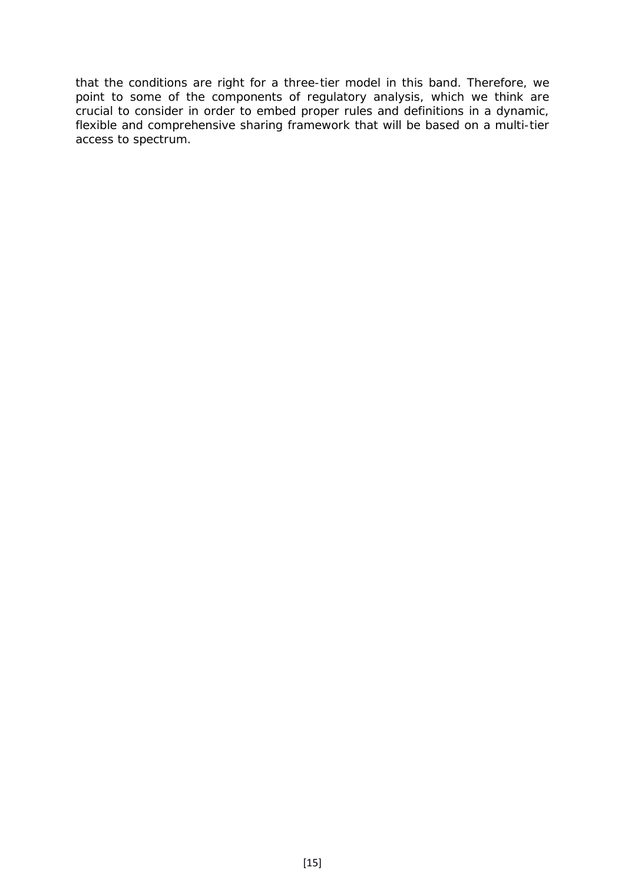that the conditions are right for a three-tier model in this band. Therefore, we point to some of the components of regulatory analysis, which we think are crucial to consider in order to embed proper rules and definitions in a dynamic, flexible and comprehensive sharing framework that will be based on a multi-tier access to spectrum.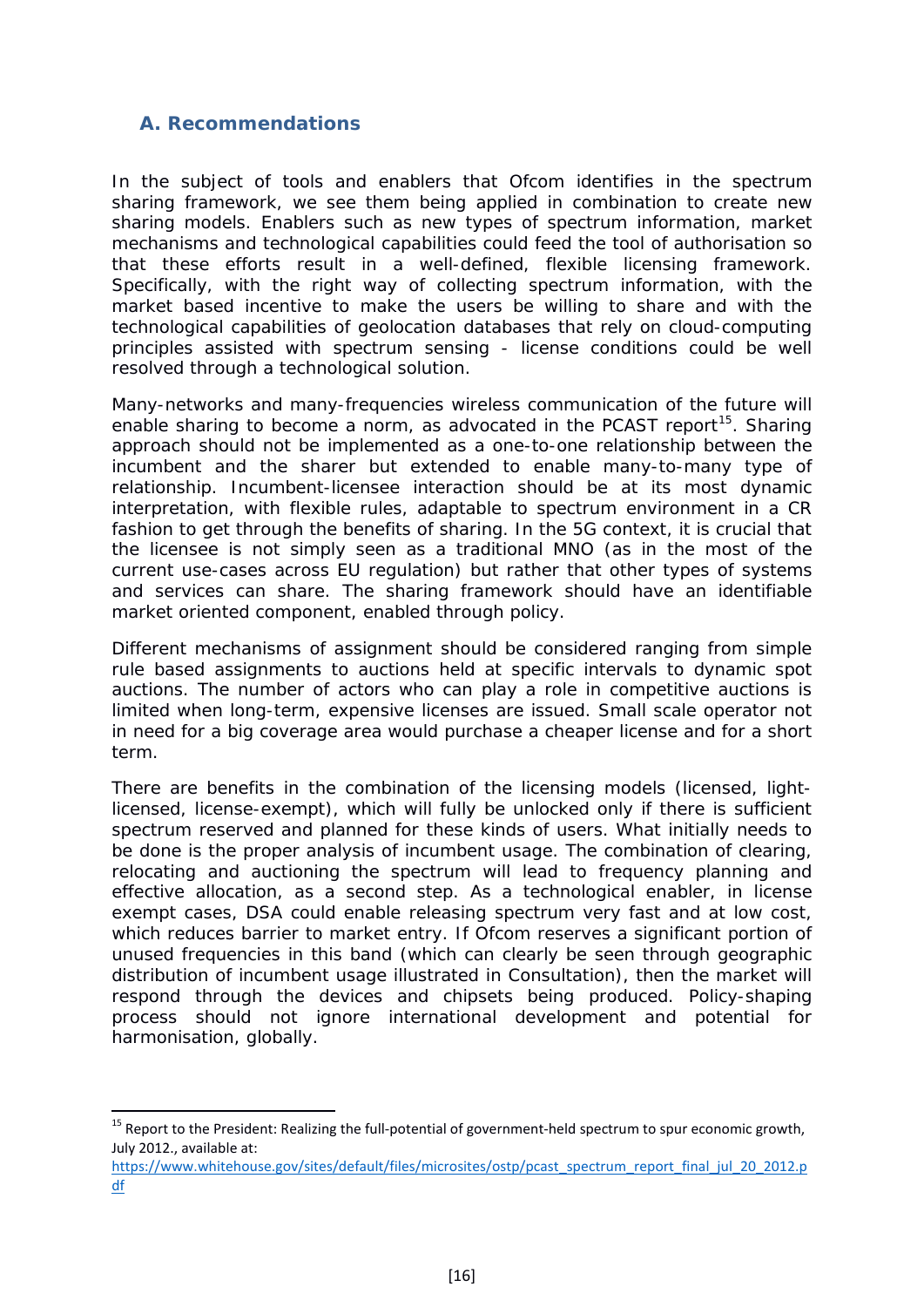## A. Recommendations

In the subject of tools and enablers that Ofcom identifies in the spectrum sharing framework, we see them being applied in combination to create new sharing models. Enablers such as new types of spectrum information, market mechanisms and technological capabilities could feed the tool of authorisation so that these efforts result in a well-defined, flexible licensing framework. Specifically, with the right way of collecting spectrum information, with the market based incentive to make the users be willing to share and with the technological capabilities of geolocation databases that rely on cloud-computing principles assisted with spectrum sensing - license conditions could be well resolved through a technological solution.

Many-networks and many-frequencies wireless communication of the future will enable sharing to become a norm, as advocated in the PCAST report[15]. Sharing approach should not be implemented as a one-to-one relationship between the incumbent and the sharer but extended to enable many-to-many type of relationship. Incumbent-licensee interaction should be at its most dynamic interpretation, with flexible rules, adaptable to spectrum environment in a CR fashion to get through the benefits of sharing. In the 5G context, it is crucial that the licensee is not simply seen as a traditional MNO (as in the most of the current use-cases across EU regulation) but rather that other types of systems and services can share. The sharing framework should have an identifiable market oriented component, enabled through policy.

Different mechanisms of assignment should be considered ranging from simple rule based assignments to auctions held at specific intervals to dynamic spot auctions. The number of actors who can play a role in competitive auctions is limited when long-term, expensive licenses are issued. Small scale operator not in need for a big coverage area would purchase a cheaper license and for a short term.

There are benefits in the combination of the licensing models (licensed, light-licensed, license-exempt), which will fully be unlocked only if there is sufficient spectrum reserved and planned for these kinds of users. What initially needs to be done is the proper analysis of incumbent usage. The combination of clearing, relocating and auctioning the spectrum will lead to frequency planning and effective allocation, as a second step. As a technological enabler, in license exempt cases, DSA could enable releasing spectrum very fast and at low cost, which reduces barrier to market entry. If Ofcom reserves a significant portion of unused frequencies in this band (which can clearly be seen through geographic distribution of incumbent usage illustrated in Consultation), then the market will respond through the devices and chipsets being produced. Policy-shaping process should not ignore international development and potential for harmonisation, globally.

---

[15] Report to the President: Realizing the full-potential of government-held spectrum to spur economic growth, July 2012., available at: https://www.whitehouse.gov/sites/default/files/microsites/ostp/pcast_spectrum_report_final_jul_20_2012.pdf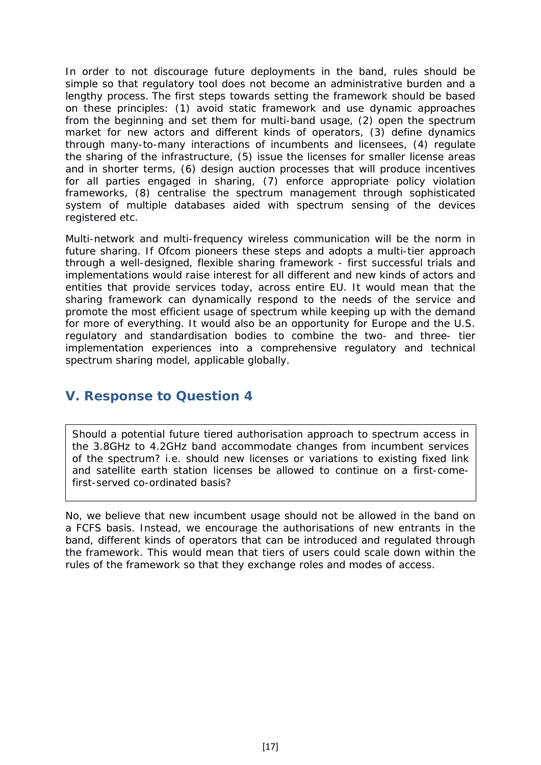In order to not discourage future deployments in the band, rules should be simple so that regulatory tool does not become an administrative burden and a lengthy process. The first steps towards setting the framework should be based on these principles: (1) avoid static framework and use dynamic approaches from the beginning and set them for multi-band usage, (2) open the spectrum market for new actors and different kinds of operators, (3) define dynamics through many-to-many interactions of incumbents and licensees, (4) regulate the sharing of the infrastructure, (5) issue the licenses for smaller license areas and in shorter terms, (6) design auction processes that will produce incentives for all parties engaged in sharing, (7) enforce appropriate policy violation frameworks, (8) centralise the spectrum management through sophisticated system of multiple databases aided with spectrum sensing of the devices registered etc.

Multi-network and multi-frequency wireless communication will be the norm in future sharing. If Ofcom pioneers these steps and adopts a multi-tier approach through a well-designed, flexible sharing framework - first successful trials and implementations would raise interest for all different and new kinds of actors and entities that provide services today, across entire EU. It would mean that the sharing framework can dynamically respond to the needs of the service and promote the most efficient usage of spectrum while keeping up with the demand for more of everything. It would also be an opportunity for Europe and the U.S. regulatory and standardisation bodies to combine the two- and three- tier implementation experiences into a comprehensive regulatory and technical spectrum sharing model, applicable globally.

## V. Response to Question 4

> Should a potential future tiered authorisation approach to spectrum access in the 3.8GHz to 4.2GHz band accommodate changes from incumbent services of the spectrum? i.e. should new licenses or variations to existing fixed link and satellite earth station licenses be allowed to continue on a first-come-first-served co-ordinated basis?

No, we believe that new incumbent usage should not be allowed in the band on a FCFS basis. Instead, we encourage the authorisations of new entrants in the band, different kinds of operators that can be introduced and regulated through the framework. This would mean that tiers of users could scale down within the rules of the framework so that they exchange roles and modes of access.